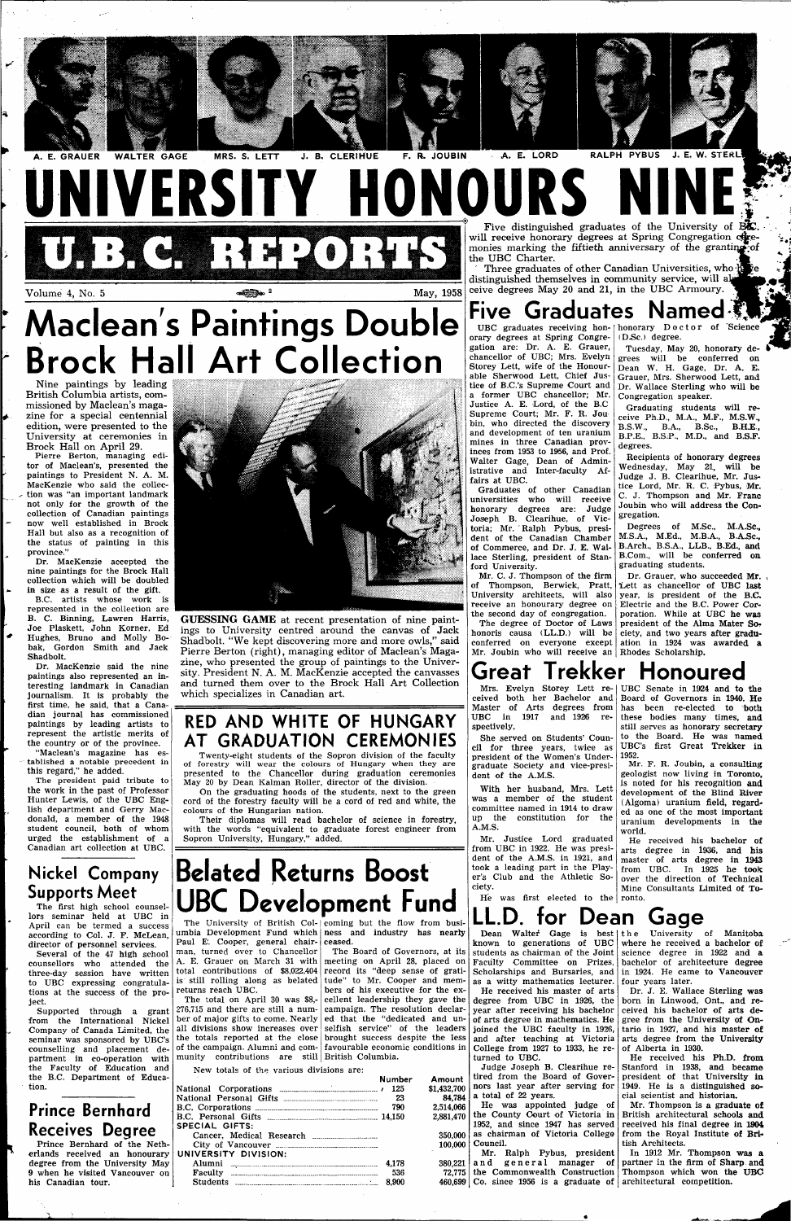A. E. GRAUER WALTER GAGE MRS. S. LETT J. B. CLERIHUE F. R. JOUBIN A. E. LORD RALPH PYBUS J. E. W. STERLING

# UNIVERSITY HONOURS NINE

# U.B.C. REPORTS

Volume 4, No. 5 — May, 1958

Five distinguished graduates of the University of B.C. will receive honorary degrees at Spring Congregation ceremonies marking the fiftieth anniversary of the granting of the UBC Charter.

Three graduates of other Canadian Universities, who have distinguished themselves in community service, will also receive degrees May 20 and 21, in the UBC Armoury.

## Five Graduates Named

UBC graduates receiving honorary degrees at Spring Congregation are: Dr. A. E. Grauer, chancellor of UBC; Mrs. Evelyn Storey Lett, wife of the Honourable Sherwood Lett, Chief Justice of B.C.'s Supreme Court and a former UBC chancellor; Mr. Justice A. E. Lord, of the B.C Supreme Court; Mr. F. R. Joubin, who directed the discovery and development of ten uranium mines in three Canadian provinces from 1953 to 1956, and Prof. Walter Gage, Dean of Administrative and Inter-faculty Affairs at UBC.

Graduates of other Canadian universities who will receive honorary degrees are: Judge Joseph B. Clearihue, of Victoria; Mr. Ralph Pybus, president of the Canadian Chamber of Commerce, and Dr. J. E. Wallace Sterling, president of Stanford University.

Mr. C. J. Thompson of the firm of Thompson, Berwick, Pratt, University architects, will also receive an honourary degree on the second day of congregation.

The degree of Doctor of Laws honoris causa (LL.D.) will be conferred on everyone except Mr. Joubin who will receive an honorary Doctor of Science (D.Sc.) degree.

Tuesday, May 20, honorary degrees will be conferred on Dean W. H. Gage, Dr. A. E. Grauer, Mrs. Sherwood Lett, and Dr. Wallace Sterling who will be Congregation speaker.

Graduating students will receive Ph.D., M.A., M.F., M.S.W., B.S.W., B.A., B.Sc., B.H.E., B.P.E., B.S.P., M.D., and B.S.F. degrees.

Recipients of honorary degrees Wednesday, May 21, will be Judge J. B. Clearihue, Mr. Justice Lord, Mr. R. C. Pybus, Mr. C. J. Thompson and Mr. Franc Joubin who will address the Congregation.

Degrees of M.Sc., M.A.Sc., M.S.A., M.Ed., M.B.A., B.A.Sc., B.Arch., B.S.A., LL.B., B.Ed., and B.Com., will be conferred on graduating students.

Dr. Grauer, who succeeded Mr. Lett as chancellor of UBC last year, is president of the B.C. Electric and the B.C. Power Corporation. While at UBC he was president of the Alma Mater Society, and two years after graduation in 1924 was awarded a Rhodes Scholarship.

## Great Trekker Honoured

Mrs. Evelyn Storey Lett received both her Bachelor and Master of Arts degrees from UBC in 1917 and 1926 respectively.

She served on Students' Council for three years, twice as president of the Women's Undergraduate Society and vice-president of the A.M.S.

With her husband, Mrs. Lett was a member of the student committee named in 1914 to draw up the constitution for the A.M.S.

Mr. Justice Lord graduated from UBC in 1922. He was president of the A.M.S. in 1921, and took a leading part in the Player's Club and the Athletic Society.

He was first elected to the UBC Senate in 1924 and to the Board of Governors in 1940. He has been re-elected to both these bodies many times, and still serves as honorary secretary to the Board. He was named UBC's first Great Trekker in 1952.

Mr. F. R. Joubin, a consulting geologist now living in Toronto, is noted for his recognition and development of the Blind River (Algoma) uranium field, regarded as one of the most important uranium developments in the world.

He received his bachelor of arts degree in 1936, and his master of arts degree in 1943 from UBC. In 1925 he took over the direction of Technical Mine Consultants Limited of Toronto.

## LL.D. for Dean Gage

Dean Walter Gage is best known to generations of UBC students as chairman of the Joint Faculty Committee on Prizes, Scholarships and Bursaries, and as a witty mathematics lecturer.

He received his master of arts degree from UBC in 1926, the year after receiving his bachelor of arts degree in mathematics. He joined the UBC faculty in 1926, and after teaching at Victoria College from 1927 to 1933, he returned to UBC.

Judge Joseph B. Clearihue retired from the Board of Governors last year after serving for a total of 22 years.

He was appointed judge of the County Court of Victoria in 1952, and since 1947 has served as chairman of Victoria College Council.

Mr. Ralph Pybus, president and general manager of the Commonwealth Construction Co. since 1956 is a graduate of the University of Manitoba where he received a bachelor of science degree in 1922 and a bachelor of architecture degree in 1924. He came to Vancouver four years later.

Dr. J. E. Wallace Sterling was born in Linwood, Ont., and received his bachelor of arts degree from the University of Ontario in 1927, and his master of arts degree from the University of Alberta in 1930.

He received his Ph.D. from Stanford in 1938, and became president of that University in 1949. He is a distinguished social scientist and historian.

Mr. Thompson is a graduate of British architectural schools and received his final degree in 1904 from the Royal Institute of British Architects.

In 1912 Mr. Thompson was a partner in the firm of Sharp and Thompson which won the UBC architectural competition.

# Maclean's Paintings Double Brock Hall Art Collection

Nine paintings by leading British Columbia artists, commissioned by Maclean's magazine for a special centennial edition, were presented to the University at ceremonies in Brock Hall on April 29.

Pierre Berton, managing editor of Maclean's, presented the paintings to President N. A. M. MacKenzie who said the collection was "an important landmark not only for the growth of the collection of Canadian paintings now well established in Brock Hall but also as a recognition of the status of painting in this province."

Dr. MacKenzie accepted the nine paintings for the Brock Hall collection which will be doubled in size as a result of the gift.

B.C. artists whose work is represented in the collection are B. C. Binning, Lawren Harris, Joe Plaskett, John Korner, Ed Hughes, Bruno and Molly Bobak, Gordon Smith and Jack Shadbolt.

Dr. MacKenzie said the nine paintings also represented an interesting landmark in Canadian journalism. It is probably the first time, he said, that a Canadian journal has commissioned paintings by leading artists to represent the artistic merits of the country or of the province.

"Maclean's magazine has established a notable precedent in this regard," he added.

The president paid tribute to the work in the past of Professor Hunter Lewis, of the UBC English department and Gerry Macdonald, a member of the 1948 student council, both of whom urged the establishment of a Canadian art collection at UBC.

**GUESSING GAME** at recent presentation of nine paintings to University centred around the canvas of Jack Shadbolt. "We kept discovering more and more owls," said Pierre Berton (right), managing editor of Maclean's Magazine, who presented the group of paintings to the University. President N. A. M. MacKenzie accepted the canvasses and turned them over to the Brock Hall Art Collection which specializes in Canadian art.

## RED AND WHITE OF HUNGARY AT GRADUATION CEREMONIES

Twenty-eight students of the Sopron division of the faculty of forestry will wear the colours of Hungary when they are presented to the Chancellor during graduation ceremonies May 20 by Dean Kalman Roller, director of the division.

On the graduating hoods of the students, next to the green cord of the forestry faculty will be a cord of red and white, the colours of the Hungarian nation.

Their diplomas will read bachelor of science in forestry, with the words "equivalent to graduate forest engineer from Sopron University, Hungary," added.

## Nickel Company Supports Meet

The first high school counsellors seminar held at UBC in April can be termed a success according to Col. J. F. McLean, director of personnel services.

Several of the 47 high school counsellors who attended the three-day session have written to UBC expressing congratulations at the success of the project.

Supported through a grant from the International Nickel Company of Canada Limited, the seminar was sponsored by UBC's counselling and placement department in co-operation with the Faculty of Education and the B.C. Department of Education.

## Prince Bernhard Receives Degree

Prince Bernhard of the Netherlands received an honourary degree from the University May 9 when he visited Vancouver on his Canadian tour.

# Belated Returns Boost UBC Development Fund

The University of British Columbia Development Fund which Paul E. Cooper, general chairman, turned over to Chancellor A. E. Grauer on March 31 with total contributions of $8,022,404 is still rolling along as belated returns reach UBC.

The total on April 30 was $8,276,715 and there are still a number of major gifts to come. Nearly all divisions show increases over the totals reported at the close of the campaign. Alumni and community contributions are still coming but the flow from business and industry has nearly ceased.

The Board of Governors, at its meeting on April 28, placed on record its "deep sense of gratitude" to Mr. Cooper and members of his executive for the excellent leadership they gave the campaign. The resolution declared that the "dedicated and unselfish service" of the leaders brought success despite the less favourable economic conditions in British Columbia.

New totals of the various divisions are:

| | Number | Amount |
|---|---|---|
| National Corporations | 125 | $1,432,700 |
| National Personal Gifts | 23 | 84,784 |
| B.C. Corporations | 790 | 2,514,066 |
| B.C. Personal Gifts | 14,150 | 2,881,470 |
| SPECIAL GIFTS: | | |
| Cancer, Medical Research | | 350,000 |
| City of Vancouver | | 100,000 |
| UNIVERSITY DIVISION: | | |
| Alumni | 4,178 | 380,221 |
| Faculty | 536 | 72,775 |
| Students | 8,900 | 460,699 |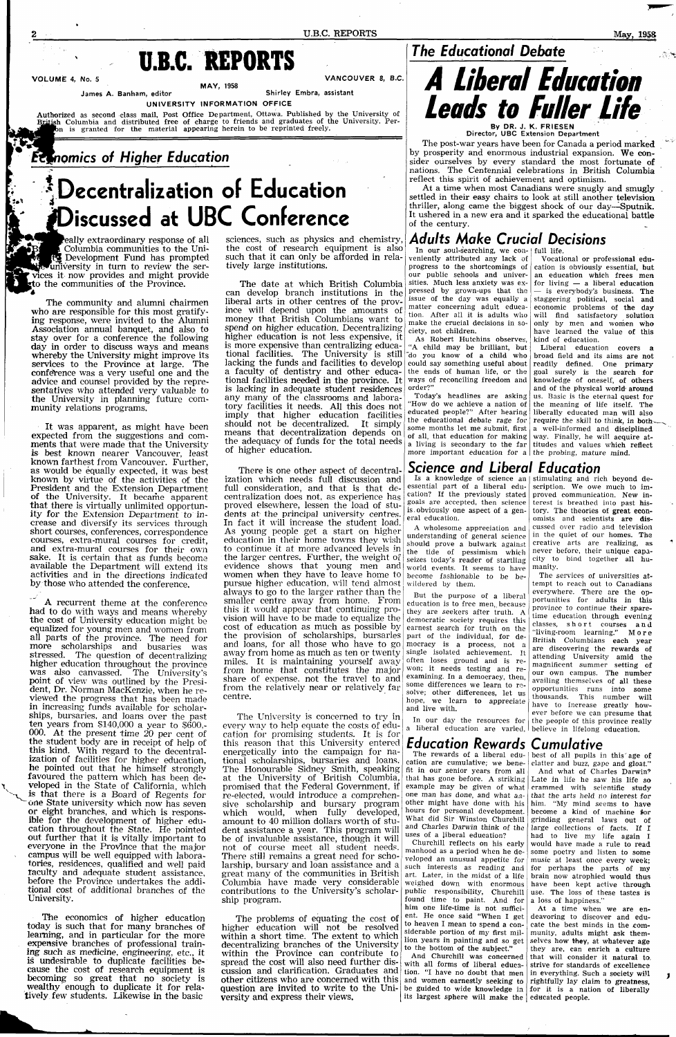# U.B.C. REPORTS

VOLUME 4, No. 5 — MAY, 1958 — VANCOUVER 8, B.C.

James A. Banham, editor — Shirley Embra, assistant

UNIVERSITY INFORMATION OFFICE

Authorized as second class mail, Post Office Department, Ottawa. Published by the University of British Columbia and distributed free of charge to friends and graduates of the University. Permission is granted for the material appearing herein to be reprinted freely.

## Economics of Higher Education

# Decentralization of Education Discussed at UBC Conference

The really extraordinary response of all British Columbia communities to the University Development Fund has prompted the University in turn to review the services it now provides and might provide to the communities of the Province.

The community and alumni chairmen who are responsible for this most gratifying response, were invited to the Alumni Association annual banquet, and also to stay over for a conference the following day in order to discuss ways and means whereby the University might improve its services to the Province at large. The conference was a very useful one and the advice and counsel provided by the representatives who attended very valuable to the University in planning future community relations programs.

It was apparent, as might have been expected from the suggestions and comments that were made that the University is best known nearer Vancouver, least known farthest from Vancouver. Further, as would be equally expected, it was best known by virtue of the activities of the President and the Extension Department of the University. It became apparent that there is virtually unlimited opportunity for the Extension Department to increase and diversify its services through short courses, conferences, correspondence courses, extra-mural courses for credit, and extra-mural courses for their own sake. It is certain that as funds become available the Department will extend its activities and in the directions indicated by those who attended the conference.

A recurrent theme at the conference had to do with ways and means whereby the cost of University education might be equalized for young men and women from all parts of the province. The need for more scholarships and busaries was stressed. The question of decentralizing higher education throughout the province was also canvassed. The University's point of view was outlined by the President, Dr. Norman MacKenzie, when he reviewed the progress that has been made in increasing funds available for scholarships, bursaries, and loans over the past ten years from $140,000 a year to $600,000. At the present time 20 per cent of the student body are in receipt of help of this kind. With regard to the decentralization of facilities for higher education, he pointed out that he himself strongly favoured the pattern which has been developed in the State of California, which is that there is a Board of Regents for one State university which now has seven or eight branches, and which is responsible for the development of higher education throughout the State. He pointed out further that it is vitally important to everyone in the Province that the major campus will be well equipped with laboratories, residences, qualified and well paid faculty and adequate student assistance, before the Province undertakes the additional cost of additional branches of the University.

The economics of higher education today is such that for many branches of learning, and in particular for the more expensive branches of professional training such as medicine, engineering, etc., it is undesirable to duplicate facilities because the cost of research equipment is becoming so great that no society is wealthy enough to duplicate it for relatively few students. Likewise in the basic sciences, such as physics and chemistry, the cost of research equipment is also such that it can only be afforded in relatively large institutions.

The date at which British Columbia can develop branch institutions in the liberal arts in other centres of the province will depend upon the amounts of money that British Columbians want to spend on higher education. Decentralizing higher education is not less expensive, it is more expensive than centralizing educational facilities. The University is still lacking the funds and facilities to develop a faculty of dentistry and other educational facilities needed in the province. It is lacking in adequate student residences and many of the classrooms and laboratory facilities it needs. All this does not imply that higher education facilities should not be decentralized. It simply means that decentralization depends on the adequacy of funds for the total needs of higher education.

There is one other aspect of decentralization which needs full discussion and full consideration, and that is that decentralization does not, as experience has proved elsewhere, lessen the load of students at the principal university centres. In fact it will increase the student load. As young people get a start on higher education in their home towns they wish to continue it at more advanced levels in the larger centres. Further, the weight of evidence shows that young men and women when they have to leave home to pursue higher education, will tend almost always to go to the larger rather than the smaller centre away from home. From this it would appear that continuing provision will have to be made to equalize the cost of education as much as possible by the provision of scholarships, bursaries and loans, for all those who have to go away from home as much as ten or twenty miles. It is maintaining yourself away from home that constitutes the major share of expense, not the travel to and from the relatively near or relatively far centre.

The University is concerned to try in every way to help equate the costs of education for promising students. It is for this reason that this University entered energetically into the campaign for national scholarships, bursaries and loans. The Honourable Sidney Smith, speaking at the University of British Columbia, promised that the Federal Government, if re-elected, would introduce a comprehensive scholarship and bursary program which would, when fully developed, amount to 40 million dollars worth of student assistance a year. This program will be of invaluable assistance, though it will not of course meet all student needs. There still remains a great need for scholarship, bursary and loan assistance and a great many of the communities in British Columbia have made very considerable contributions to the University's scholarship program.

The problems of equating the cost of higher education will not be resolved within a short time. The extent to which decentralizing branches of the University within the Province can contribute to spread the cost will also need further discussion and clarification. Graduates and other citizens who are concerned with this question are invited to write to the University and express their views.

## The Educational Debate

# A Liberal Education Leads to Fuller Life

By DR. J. K. FRIESEN
Director, UBC Extension Department

The post-war years have been for Canada a period marked by prosperity and enormous industrial expansion. We consider ourselves by every standard the most fortunate of nations. The Centennial celebrations in British Columbia reflect this spirit of achievement and optimism.

At a time when most Canadians were snugly and smugly settled in their easy chairs to look at still another television thriller, along came the biggest shock of our day—Sputnik. It ushered in a new era and it sparked the educational battle of the century.

### Adults Make Crucial Decisions

In our soul-searching, we conveniently attributed any lack of progress to the shortcomings of our public schools and universities. Much less anxiety was expressed by grown-ups that the issue of the day was equally a matter concerning adult education. After all it is adults who make the crucial decisions in society, not children.

As Robert Hutchins observes, "A child may be brilliant, but do you know of a child who could say something useful about the ends of human life, or the ways of reconciling freedom and order?"

Today's headlines are asking "How do we achieve a nation of educated people?" After hearing the educational debate rage for some months let me submit, first of all, that education for making a living is secondary to the far more important education for a full life.

Vocational or professional education is obviously essential, but an education which frees men for living — a liberal education — is everybody's business. The staggering political, social and economic problems of the day will find satisfactory solution only by men and women who have learned the value of this kind of education.

Liberal education covers a broad field and its aims are not readily defined. One primary goal surely is the search for knowledge of oneself, of others and of the physical world around us. Basic is the eternal quest for the meaning of life itself. The liberally educated man will also require the skill to think, in both a well-informed and disciplined way. Finally, he will acquire attitudes and values which reflect the probing, mature mind.

### Science and Liberal Education

Is a knowledge of science an essential part of a liberal education? If the previously stated goals are accepted, then science is obviously one aspect of a general education.

A wholesome appreciation and understanding of general science should prove a bulwark against the tide of pessimism which seizes today's reader of startling world events. It seems to have become fashionable to be bewildered by them.

But the purpose of a liberal education is to free men, because they are seekers after truth. A democratic society requires this earnest search for truth on the part of the individual, for democracy is a process, not a single isolated achievement. It often loses ground and is re-won; it needs testing and reexamining. In a democracy, then, some differences we learn to resolve; other differences, let us hope, we learn to appreciate and live with.

In our day the resources for a liberal education are varied, stimulating and rich beyond description. We owe much to improved communication. New interest is breathed into past history. The theories of great economists and scientists are discussed over radio and television in the quiet of our homes. The creative arts are realizing, as never before, their unique capacity to bind together all humanity.

The services of universities attempt to reach out to Canadians everywhere. There are the opportunities for adults in this province to continue their sparetime education through evening classes, short courses and "living-room learning." More British Columbians each year are discovering the rewards of attending University amid the magnificent summer setting of our own campus. The number availing themselves of all these opportunities runs into some thousands. This number will have to increase greatly however before we can presume that the people of this province really believe in lifelong education.

### Education Rewards Cumulative

The rewards of a liberal education are cumulative; we benefit in our senior years from all that has gone before. A striking example may be given of what one man has done, and what another might have done with his hours for personal development. What did Sir Winston Churchill and Charles Darwin think of the uses of a liberal education?

Churchill reflects on his early manhood as a period when he developed an unusual appetite for such interests as reading and art. Later, in the midst of a life weighed down with enormous public responsibility, Churchill found time to paint. And for him one life-time is not sufficient. He once said "When I get to heaven I mean to spend a considerable portion of my first million years in painting and so get to the bottom of the subject."

And Churchill was concerned with all forms of liberal education. "I have no doubt that men and women earnestly seeking to be guided to wide knowledge in its largest sphere will make the best of all pupils in this age of clatter and buzz, gape and gloat."

And what of Charles Darwin? Late in life he saw his life so crammed with scientific study that the arts held no interest for him. "My mind seems to have become a kind of machine for grinding general laws out of large collections of facts. If I had to live my life again I would have made a rule to read some poetry and listen to some music at least once every week; for perhaps the parts of my brain now atrophied would thus have been kept active through use. The loss of these tastes is a loss of happiness."

At a time when we are endeavoring to discover and educate the best minds in the community, adults might ask themselves how they, at whatever age they are, can enrich a culture that will consider it natural to strive for standards of excellence in everything. Such a society will rightfully lay claim to greatness, for it is a nation of liberally educated people.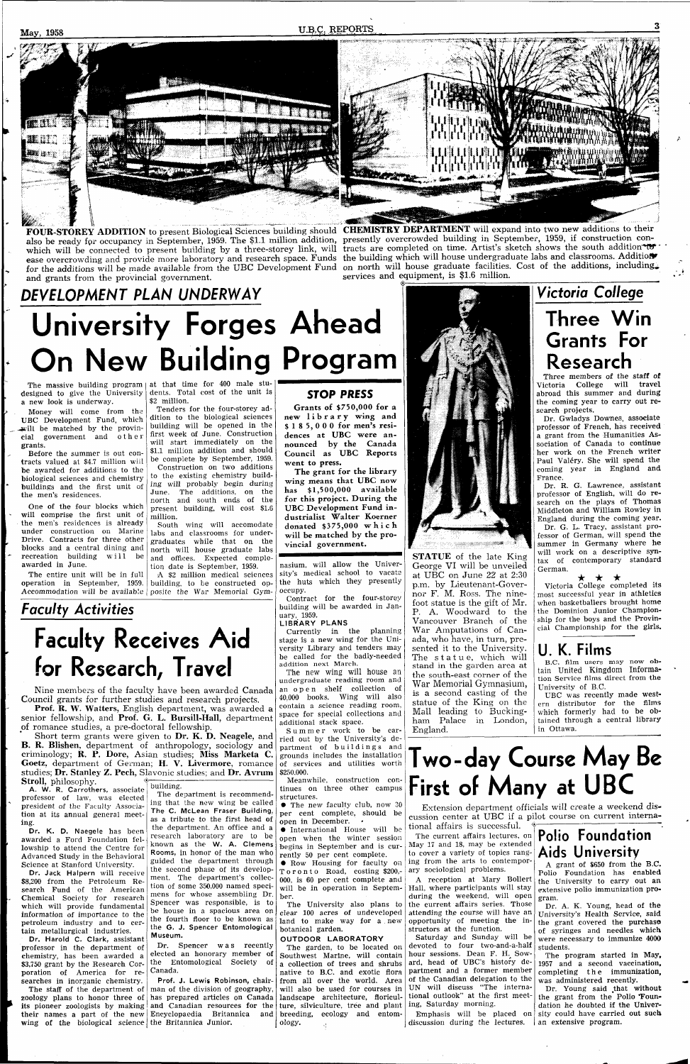**FOUR-STOREY ADDITION** to present Biological Sciences building should also be ready for occupancy in September, 1959. The $1.1 million addition, which will be connected to present building by a three-storey link, will ease overcrowding and provide more laboratory and research space. Funds for the additions will be made available from the UBC Development Fund and grants from the provincial government.

**CHEMISTRY DEPARTMENT** will expand into two new additions to their presently overcrowded building in September, 1959, if construction contracts are completed on time. Artist's sketch shows the south addition to the building which will house undergraduate labs and classrooms. Addition on north will house graduate facilities. Cost of the additions, including services and equipment, is $1.6 million.

## DEVELOPMENT PLAN UNDERWAY

# University Forges Ahead On New Building Program

The massive building program designed to give the University a new look is underway.

Money will come from the UBC Development Fund, which will be matched by the provincial government and other grants.

Before the summer is out contracts valued at $4.7 million will be awarded for additions to the biological sciences and chemistry buildings and the first unit of the men's residences.

One of the four blocks which will comprise the first unit of the men's residences is already under construction on Marine Drive. Contracts for three other blocks and a central dining and recreation building will be awarded in June.

The entire unit will be in full operation in September, 1959. Accommodation will be available at that time for 400 male students. Total cost of the unit is $2 million.

Tenders for the four-storey addition to the biological sciences building will be opened in the first week of June. Construction will start immediately on the $1.1 million addition and should be complete by September, 1959.

Construction on two additions to the existing chemistry building will probably begin during June. The additions, on the north and south ends of the present building, will cost $1.6 million.

South wing will accomodate labs and classrooms for undergraduates while that on the north will house graduate labs and offices. Expected completion date is September, 1959.

A $2 million medical sciences building, to be constructed opposite the War Memorial Gymnasium, will allow the University's medical school to vacate the huts which they presently occupy.

Contract for the four-storey building will be awarded in January, 1959.

**LIBRARY PLANS**

Currently in the planning stage is a new wing for the University Library and tenders may be called for the badly-needed addition next March.

The new wing will house an undergraduate reading room and an open shelf collection of 40,000 books. Wing will also contain a science reading room, space for special collections and additional stack space.

Summer work to be carried out by the University's department of buildings and grounds includes the installation of services and utilities worth $250,000.

Meanwhile, construction continues on three other campus structures.

- The new faculty club, now 30 per cent complete, should be open in December.
- International House will be open when the winter session begins in September and is currently 50 per cent complete.
- Row Housing for faculty on Toronto Road, costing $200,000, is 60 per cent complete and will be in operation in September.

The University also plans to clear 100 acres of undeveloped land to make way for a new botanical garden.

**OUTDOOR LABORATORY**

The garden, to be located on Southwest Marine, will contain a collection of trees and shrubs native to B.C. and exotic flora from all over the world. Area will also be used for courses in landscape architecture, floriculture, silviculture, tree and plant breeding, ecology and entomology.

### STOP PRESS

**Grants of $750,000 for a new library wing and $185,000 for men's residences at UBC were announced by the Canada Council as UBC Reports went to press.**

**The grant for the library wing means that UBC now has $1,500,000 available for this project. During the UBC Development Fund industrialist Walter Koerner donated $375,000 which will be matched by the provincial government.**

## Faculty Activities

# Faculty Receives Aid for Research, Travel

Nine members of the faculty have been awarded Canada Council grants for further studies and research projects.

**Prof. R. W. Watters**, English department, was awarded a senior fellowship, and **Prof. G. L. Bursill-Hall**, department of romance studies, a pre-doctoral fellowship.

Short term grants were given to **Dr. K. D. Neagele**, and **B. R. Blishen**, department of anthropology, sociology and criminology; **R. P. Dore**, Asian studies; **Miss Marketa C. Goetz**, department of German; **H. V. Livermore**, romance studies; **Dr. Stanley Z. Pech**, Slavonic studies; and **Dr. Avrum Stroll**, philosophy.

**A. W. R. Carrothers**, associate professor of law, was elected president of the Faculty Association at its annual general meeting.

**Dr. K. D. Naegele** has been awarded a Ford Foundation fellowship to attend the Centre for Advanced Study in the Behavioral Science at Stanford University.

**Dr. Jack Halpern** will receive $8,200 from the Petroleum Research Fund of the American Chemical Society for research which will provide fundamental information of importance to the petroleum industry and to certain metallurgical industries.

**Dr. Harold C. Clark**, assistant professor in the department of chemistry, has been awarded a $3,750 grant by the Research Corporation of America for researches in inorganic chemistry.

The staff of the department of zoology plans to honor three of its pioneer zoologists by making their names a part of the new wing of the biological science building.

The department is recommending that the new wing be called **The C. McLean Fraser Building**, as a tribute to the first head of the department. An office and a research laboratory are to be known as the **W. A. Clemens Rooms**, in honor of the man who guided the department through the second phase of its development. The department's collection of some 350,000 named specimens for whose assembling Dr. Spencer was responsible, is to be house in a spacious area on the fourth floor to be known as **the G. J. Spencer Entomological Museum.**

Dr. Spencer was recently elected an honorary member of the Entomological Society of Canada.

**Prof. J. Lewis Robinson**, chairman of the division of geography, has prepared articles on Canada and Canadian resources for the Encyclopaedia Britannica and the Britannica Junior.

**STATUE** of the late King George VI will be unveiled at UBC on June 22 at 2:30 p.m. by Lieutenant-Governor F. M. Ross. The nine-foot statue is the gift of Mr. P. A. Woodward to the Vancouver Branch of the War Amputations of Canada, who have, in turn, presented it to the University. The statue, which will stand in the garden area at the south-east corner of the War Memorial Gymnasium, is a second casting of the statue of the King on the Mall leading to Buckingham Palace in London, England.

## Victoria College

# Three Win Grants For Research

Three members of the staff of Victoria College will travel abroad this summer and during the coming year to carry out research projects.

Dr. Gwladys Downes, associate professor of French, has received a grant from the Humanities Association of Canada to continue her work on the French writer Paul Valéry. She will spend the coming year in England and France.

Dr. R. G. Lawrence, assistant professor of English, will do research on the plays of Thomas Middleton and William Rowley in England during the coming year.

Dr. G. L. Tracy, assistant professor of German, will spend the summer in Germany where he will work on a descriptive syntax of contemporary standard German.

★ ★ ★

Victoria College completed its most successful year in athletics when basketballers brought home the Dominion Junior Championship for the boys and the Provincial Championship for the girls.

# U. K. Films

B.C. film users may now obtain United Kingdom Information Service films direct from the University of B.C.

UBC was recently made western distributor for the films which formerly had to be obtained through a central library in Ottawa.

# Two-day Course May Be First of Many at UBC

Extension department officials will create a weekend discussion center at UBC if a pilot course on current international affairs is successful.

The current affairs lectures, on May 17 and 18, may be extended to cover a variety of topics ranging from the arts to contemporary sociological problems.

A reception at Mary Bollert Hall, where participants will stay during the weekend, will open the current affairs series. Those attending the course will have an opportunity of meeting the instructors at the function.

Saturday and Sunday will be devoted to four two-and-a-half hour sessions. Dean F. H. Soward, head of UBC's history department and a former member of the Canadian delegation to the UN will discuss "The international outlook" at the first meeting, Saturday morning.

Emphasis will be placed on discussion during the lectures.

# Polio Foundation Aids University

A grant of $650 from the B.C. Polio Foundation has enabled the University to carry out an extensive polio immunization program.

Dr. A. K. Young, head of the University's Health Service, said the grant covered the purchase of syringes and needles which were necessary to immunize 4000 students.

The program started in May, 1957 and a second vaccination, completing the immunization, was administered recently.

Dr. Young said that without the grant from the Polio Foundation he doubted if the University could have carried out such an extensive program.